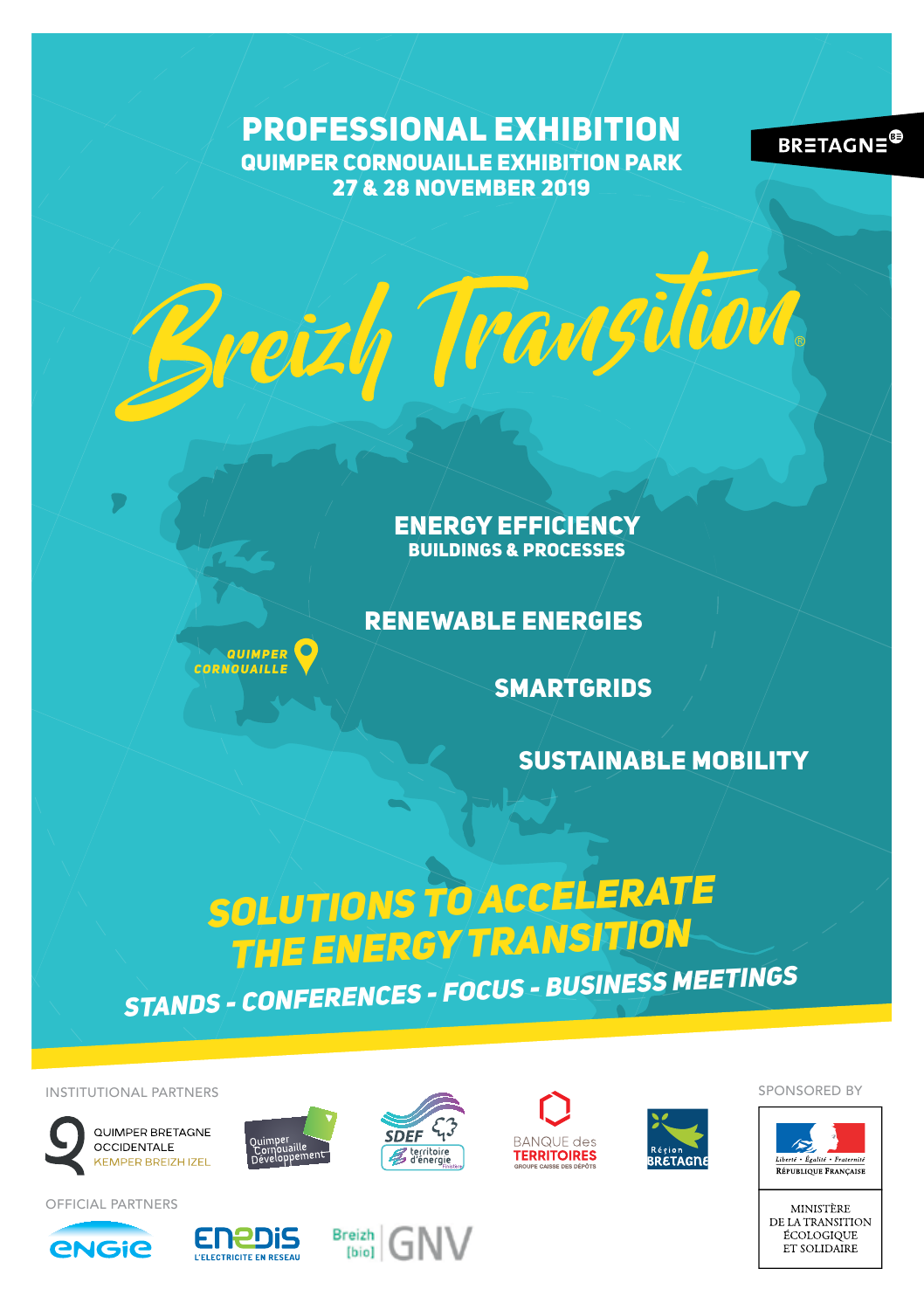# PROFESSIONAL EXHIBITION

**QUIMPER CORNOUAILLE EXHIBITION PARK**
**27 & 28 NOVEMBER 2019**

BRETAGNE

# Breizh Transition®

## ENERGY EFFICIENCY
**BUILDINGS & PROCESSES**

## RENEWABLE ENERGIES

## SMARTGRIDS

## SUSTAINABLE MOBILITY

*QUIMPER CORNOUAILLE*

## *SOLUTIONS TO ACCELERATE THE ENERGY TRANSITION*

***STANDS - CONFERENCES - FOCUS - BUSINESS MEETINGS***

INSTITUTIONAL PARTNERS

QUIMPER BRETAGNE OCCIDENTALE
KEMPER BREIZH IZEL

Quimper Cornouaille Développement

SDEF territoire d'énergie Finistère

BANQUE des TERRITOIRES
GROUPE CAISSE DES DÉPÔTS

Région Bretagne

OFFICIAL PARTNERS

engie

enedis
L'ELECTRICITE EN RESEAU

Breizh [bio] GNV

SPONSORED BY

Liberté • Égalité • Fraternité
RÉPUBLIQUE FRANÇAISE

MINISTÈRE DE LA TRANSITION ÉCOLOGIQUE ET SOLIDAIRE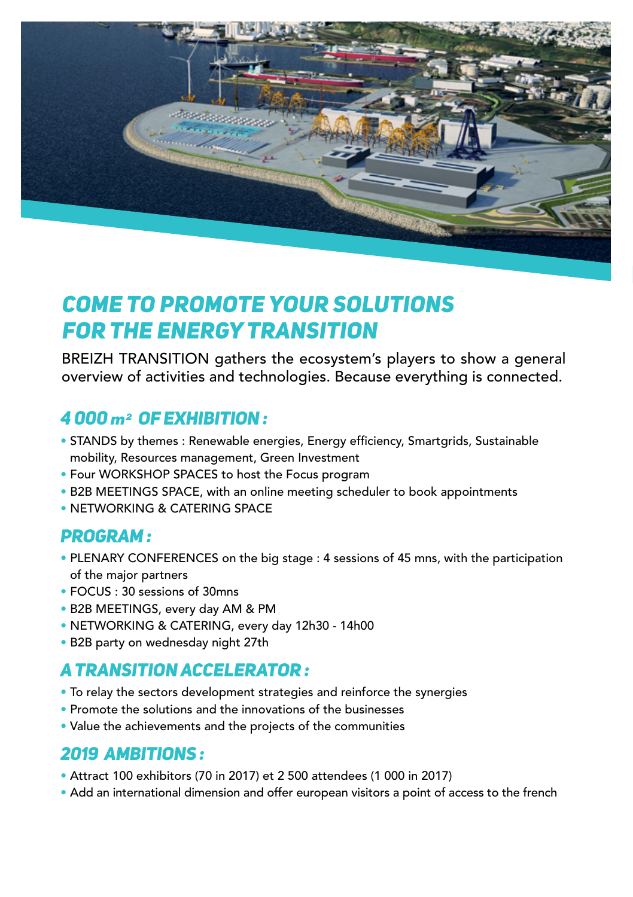# COME TO PROMOTE YOUR SOLUTIONS FOR THE ENERGY TRANSITION

BREIZH TRANSITION gathers the ecosystem's players to show a general overview of activities and technologies. Because everything is connected.

## 4 000 $m^2$ OF EXHIBITION :

- STANDS by themes : Renewable energies, Energy efficiency, Smartgrids, Sustainable mobility, Resources management, Green Investment
- Four WORKSHOP SPACES to host the Focus program
- B2B MEETINGS SPACE, with an online meeting scheduler to book appointments
- NETWORKING & CATERING SPACE

## PROGRAM :

- PLENARY CONFERENCES on the big stage : 4 sessions of 45 mns, with the participation of the major partners
- FOCUS : 30 sessions of 30mns
- B2B MEETINGS, every day AM & PM
- NETWORKING & CATERING, every day 12h30 - 14h00
- B2B party on wednesday night 27th

## A TRANSITION ACCELERATOR :

- To relay the sectors development strategies and reinforce the synergies
- Promote the solutions and the innovations of the businesses
- Value the achievements and the projects of the communities

## 2019 AMBITIONS :

- Attract 100 exhibitors (70 in 2017) et 2 500 attendees (1 000 in 2017)
- Add an international dimension and offer european visitors a point of access to the french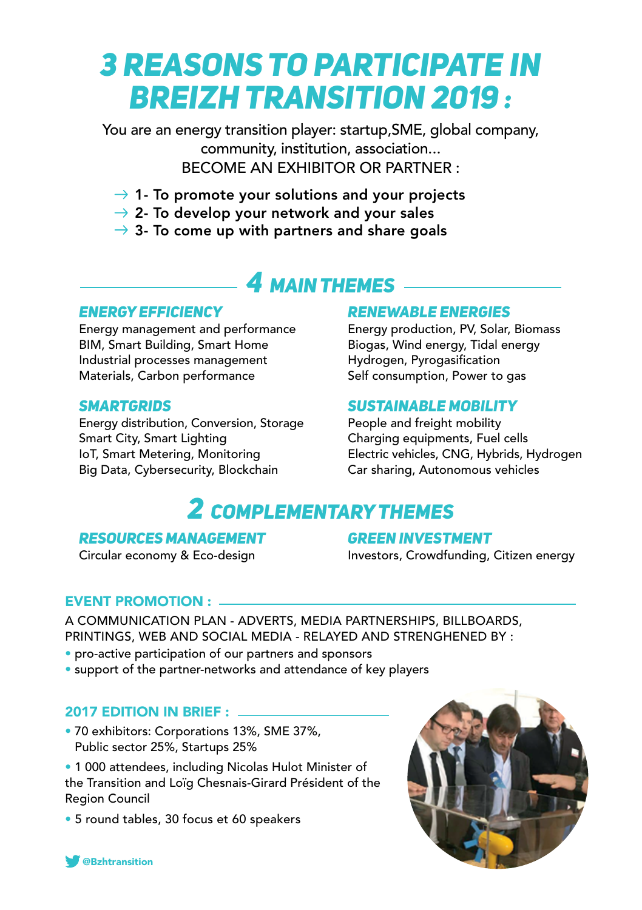# 3 REASONS TO PARTICIPATE IN BREIZH TRANSITION 2019 :

You are an energy transition player: startup,SME, global company, community, institution, association...
BECOME AN EXHIBITOR OR PARTNER :

→ **1- To promote your solutions and your projects**
→ **2- To develop your network and your sales**
→ **3- To come up with partners and share goals**

## 4 MAIN THEMES

### ENERGY EFFICIENCY

Energy management and performance
BIM, Smart Building, Smart Home
Industrial processes management
Materials, Carbon performance

### RENEWABLE ENERGIES

Energy production, PV, Solar, Biomass
Biogas, Wind energy, Tidal energy
Hydrogen, Pyrogasification
Self consumption, Power to gas

### SMARTGRIDS

Energy distribution, Conversion, Storage
Smart City, Smart Lighting
IoT, Smart Metering, Monitoring
Big Data, Cybersecurity, Blockchain

### SUSTAINABLE MOBILITY

People and freight mobility
Charging equipments, Fuel cells
Electric vehicles, CNG, Hybrids, Hydrogen
Car sharing, Autonomous vehicles

## 2 COMPLEMENTARY THEMES

### RESOURCES MANAGEMENT

Circular economy & Eco-design

### GREEN INVESTMENT

Investors, Crowdfunding, Citizen energy

## EVENT PROMOTION :

A COMMUNICATION PLAN - ADVERTS, MEDIA PARTNERSHIPS, BILLBOARDS, PRINTINGS, WEB AND SOCIAL MEDIA - RELAYED AND STRENGHENED BY :

- pro-active participation of our partners and sponsors
- support of the partner-networks and attendance of key players

## 2017 EDITION IN BRIEF :

- 70 exhibitors: Corporations 13%, SME 37%, Public sector 25%, Startups 25%
- 1 000 attendees, including Nicolas Hulot Minister of the Transition and Loïg Chesnais-Girard Président of the Region Council
- 5 round tables, 30 focus et 60 speakers

@Bzhtransition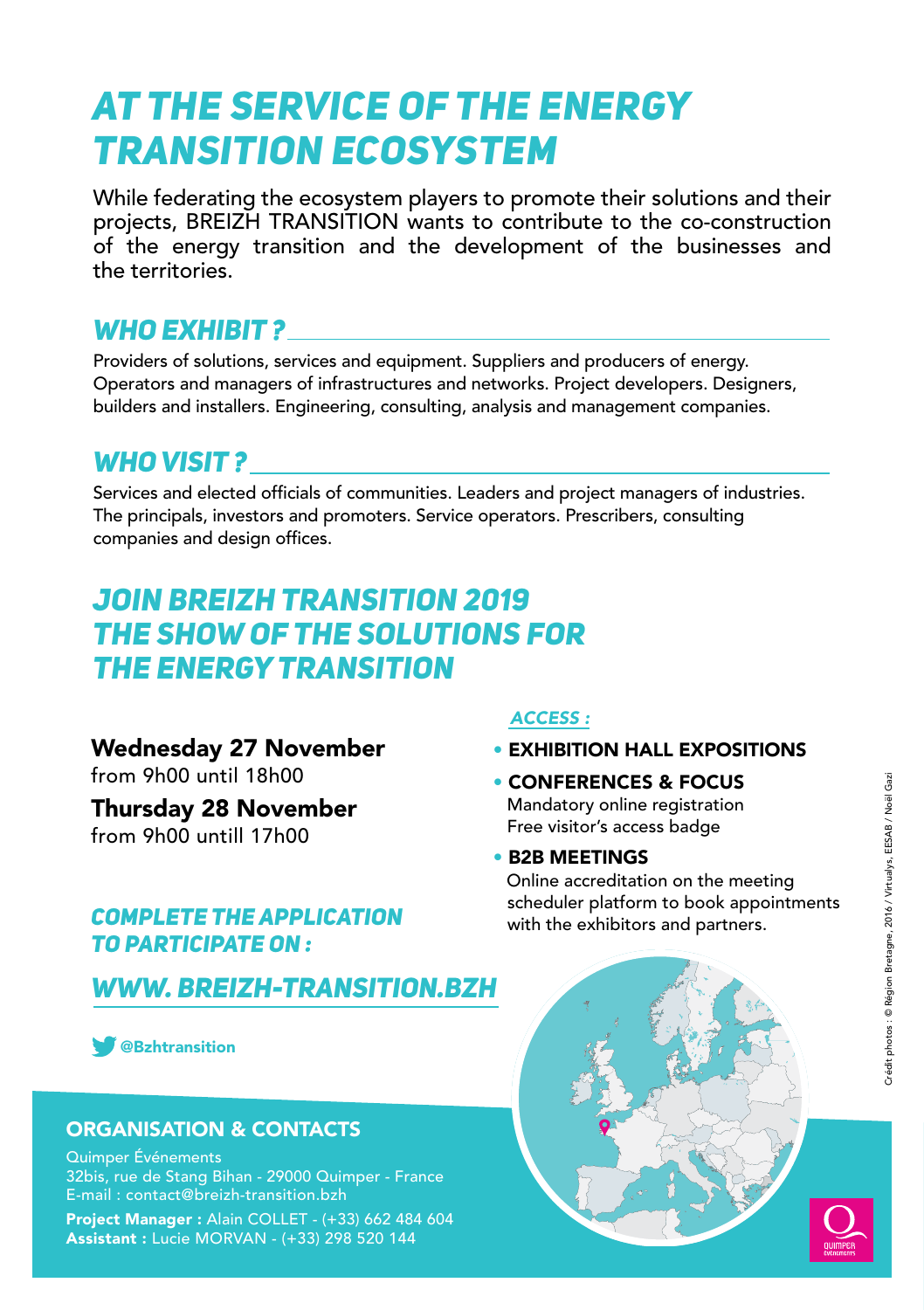# AT THE SERVICE OF THE ENERGY TRANSITION ECOSYSTEM

While federating the ecosystem players to promote their solutions and their projects, BREIZH TRANSITION wants to contribute to the co-construction of the energy transition and the development of the businesses and the territories.

## WHO EXHIBIT ?

Providers of solutions, services and equipment. Suppliers and producers of energy. Operators and managers of infrastructures and networks. Project developers. Designers, builders and installers. Engineering, consulting, analysis and management companies.

## WHO VISIT ?

Services and elected officials of communities. Leaders and project managers of industries. The principals, investors and promoters. Service operators. Prescribers, consulting companies and design offices.

## JOIN BREIZH TRANSITION 2019 THE SHOW OF THE SOLUTIONS FOR THE ENERGY TRANSITION

**Wednesday 27 November**
from 9h00 until 18h00

**Thursday 28 November**
from 9h00 untill 17h00

### ACCESS :

- **EXHIBITION HALL EXPOSITIONS**
- **CONFERENCES & FOCUS**
  Mandatory online registration
  Free visitor's access badge
- **B2B MEETINGS**
  Online accreditation on the meeting scheduler platform to book appointments with the exhibitors and partners.

### COMPLETE THE APPLICATION TO PARTICIPATE ON :

## WWW. BREIZH-TRANSITION.BZH

@Bzhtransition

### ORGANISATION & CONTACTS

Quimper Événements
32bis, rue de Stang Bihan - 29000 Quimper - France
E-mail : contact@breizh-transition.bzh

**Project Manager :** Alain COLLET - (+33) 662 484 604
**Assistant :** Lucie MORVAN - (+33) 298 520 144

Crédit photos : © Région Bretagne, 2016 / Virtualys, EESAB / Noël Gazi